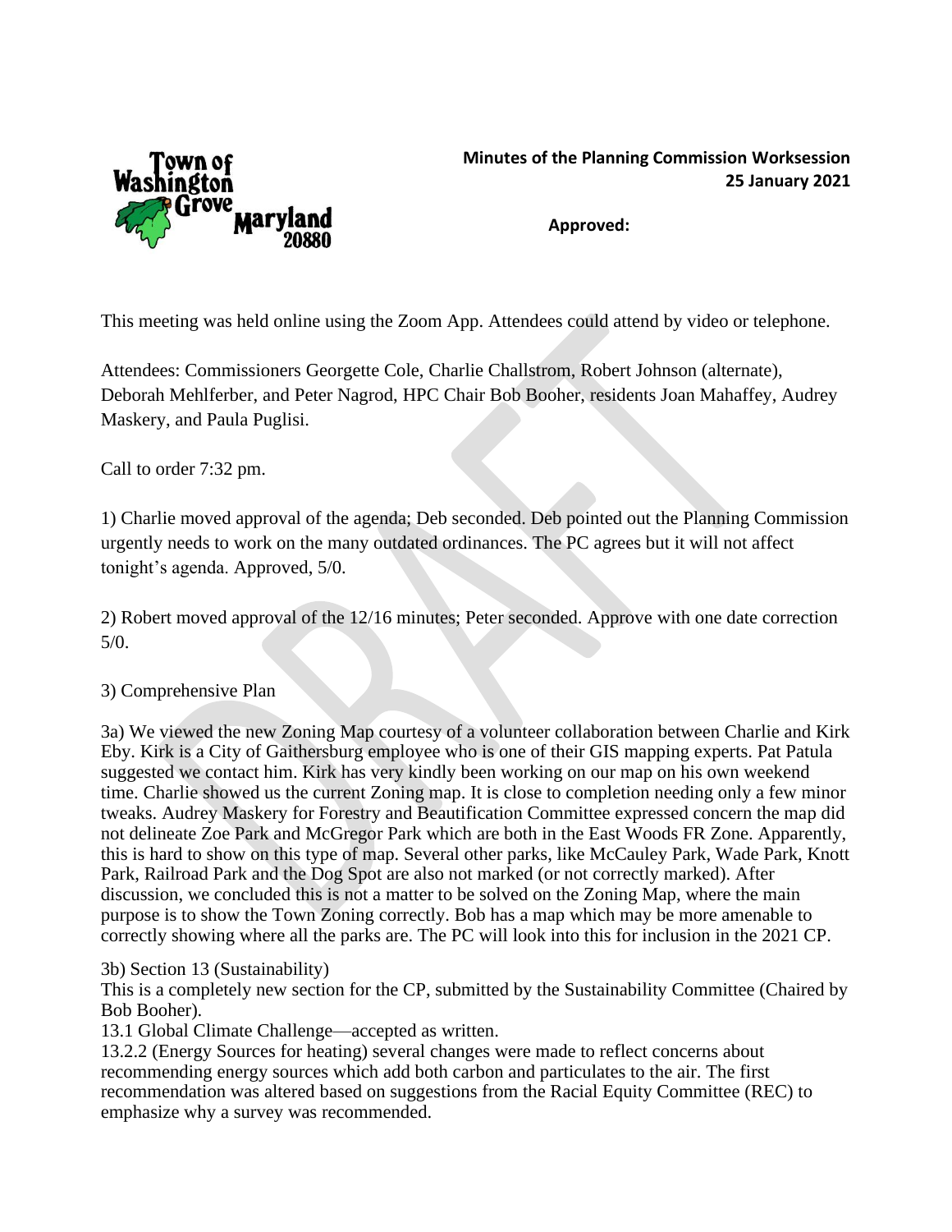**Minutes of the Planning Commission Worksession**
**25 January 2021**

**Approved:**

This meeting was held online using the Zoom App. Attendees could attend by video or telephone.

Attendees: Commissioners Georgette Cole, Charlie Challstrom, Robert Johnson (alternate), Deborah Mehlferber, and Peter Nagrod, HPC Chair Bob Booher, residents Joan Mahaffey, Audrey Maskery, and Paula Puglisi.

Call to order 7:32 pm.

1) Charlie moved approval of the agenda; Deb seconded. Deb pointed out the Planning Commission urgently needs to work on the many outdated ordinances. The PC agrees but it will not affect tonight's agenda. Approved, 5/0.

2) Robert moved approval of the 12/16 minutes; Peter seconded. Approve with one date correction 5/0.

3) Comprehensive Plan

3a) We viewed the new Zoning Map courtesy of a volunteer collaboration between Charlie and Kirk Eby. Kirk is a City of Gaithersburg employee who is one of their GIS mapping experts. Pat Patula suggested we contact him. Kirk has very kindly been working on our map on his own weekend time. Charlie showed us the current Zoning map. It is close to completion needing only a few minor tweaks. Audrey Maskery for Forestry and Beautification Committee expressed concern the map did not delineate Zoe Park and McGregor Park which are both in the East Woods FR Zone. Apparently, this is hard to show on this type of map. Several other parks, like McCauley Park, Wade Park, Knott Park, Railroad Park and the Dog Spot are also not marked (or not correctly marked). After discussion, we concluded this is not a matter to be solved on the Zoning Map, where the main purpose is to show the Town Zoning correctly. Bob has a map which may be more amenable to correctly showing where all the parks are. The PC will look into this for inclusion in the 2021 CP.

3b) Section 13 (Sustainability)
This is a completely new section for the CP, submitted by the Sustainability Committee (Chaired by Bob Booher).
13.1 Global Climate Challenge—accepted as written.
13.2.2 (Energy Sources for heating) several changes were made to reflect concerns about recommending energy sources which add both carbon and particulates to the air. The first recommendation was altered based on suggestions from the Racial Equity Committee (REC) to emphasize why a survey was recommended.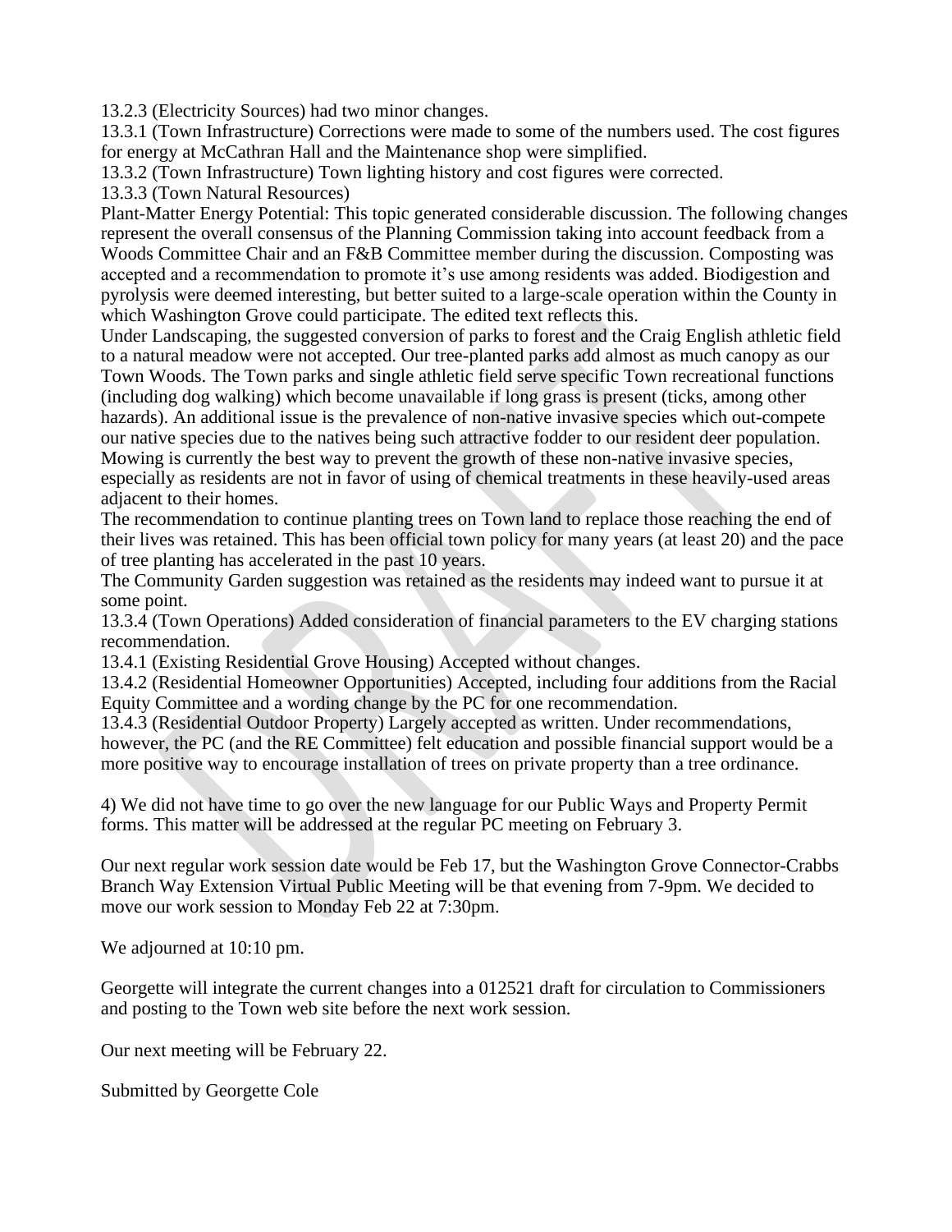13.2.3 (Electricity Sources) had two minor changes.
13.3.1 (Town Infrastructure) Corrections were made to some of the numbers used. The cost figures for energy at McCathran Hall and the Maintenance shop were simplified.
13.3.2 (Town Infrastructure) Town lighting history and cost figures were corrected.
13.3.3 (Town Natural Resources)
Plant-Matter Energy Potential: This topic generated considerable discussion. The following changes represent the overall consensus of the Planning Commission taking into account feedback from a Woods Committee Chair and an F&B Committee member during the discussion. Composting was accepted and a recommendation to promote it's use among residents was added. Biodigestion and pyrolysis were deemed interesting, but better suited to a large-scale operation within the County in which Washington Grove could participate. The edited text reflects this.
Under Landscaping, the suggested conversion of parks to forest and the Craig English athletic field to a natural meadow were not accepted. Our tree-planted parks add almost as much canopy as our Town Woods. The Town parks and single athletic field serve specific Town recreational functions (including dog walking) which become unavailable if long grass is present (ticks, among other hazards). An additional issue is the prevalence of non-native invasive species which out-compete our native species due to the natives being such attractive fodder to our resident deer population. Mowing is currently the best way to prevent the growth of these non-native invasive species, especially as residents are not in favor of using of chemical treatments in these heavily-used areas adjacent to their homes.
The recommendation to continue planting trees on Town land to replace those reaching the end of their lives was retained. This has been official town policy for many years (at least 20) and the pace of tree planting has accelerated in the past 10 years.
The Community Garden suggestion was retained as the residents may indeed want to pursue it at some point.
13.3.4 (Town Operations) Added consideration of financial parameters to the EV charging stations recommendation.
13.4.1 (Existing Residential Grove Housing) Accepted without changes.
13.4.2 (Residential Homeowner Opportunities) Accepted, including four additions from the Racial Equity Committee and a wording change by the PC for one recommendation.
13.4.3 (Residential Outdoor Property) Largely accepted as written. Under recommendations, however, the PC (and the RE Committee) felt education and possible financial support would be a more positive way to encourage installation of trees on private property than a tree ordinance.

4) We did not have time to go over the new language for our Public Ways and Property Permit forms. This matter will be addressed at the regular PC meeting on February 3.

Our next regular work session date would be Feb 17, but the Washington Grove Connector-Crabbs Branch Way Extension Virtual Public Meeting will be that evening from 7-9pm. We decided to move our work session to Monday Feb 22 at 7:30pm.

We adjourned at 10:10 pm.

Georgette will integrate the current changes into a 012521 draft for circulation to Commissioners and posting to the Town web site before the next work session.

Our next meeting will be February 22.

Submitted by Georgette Cole